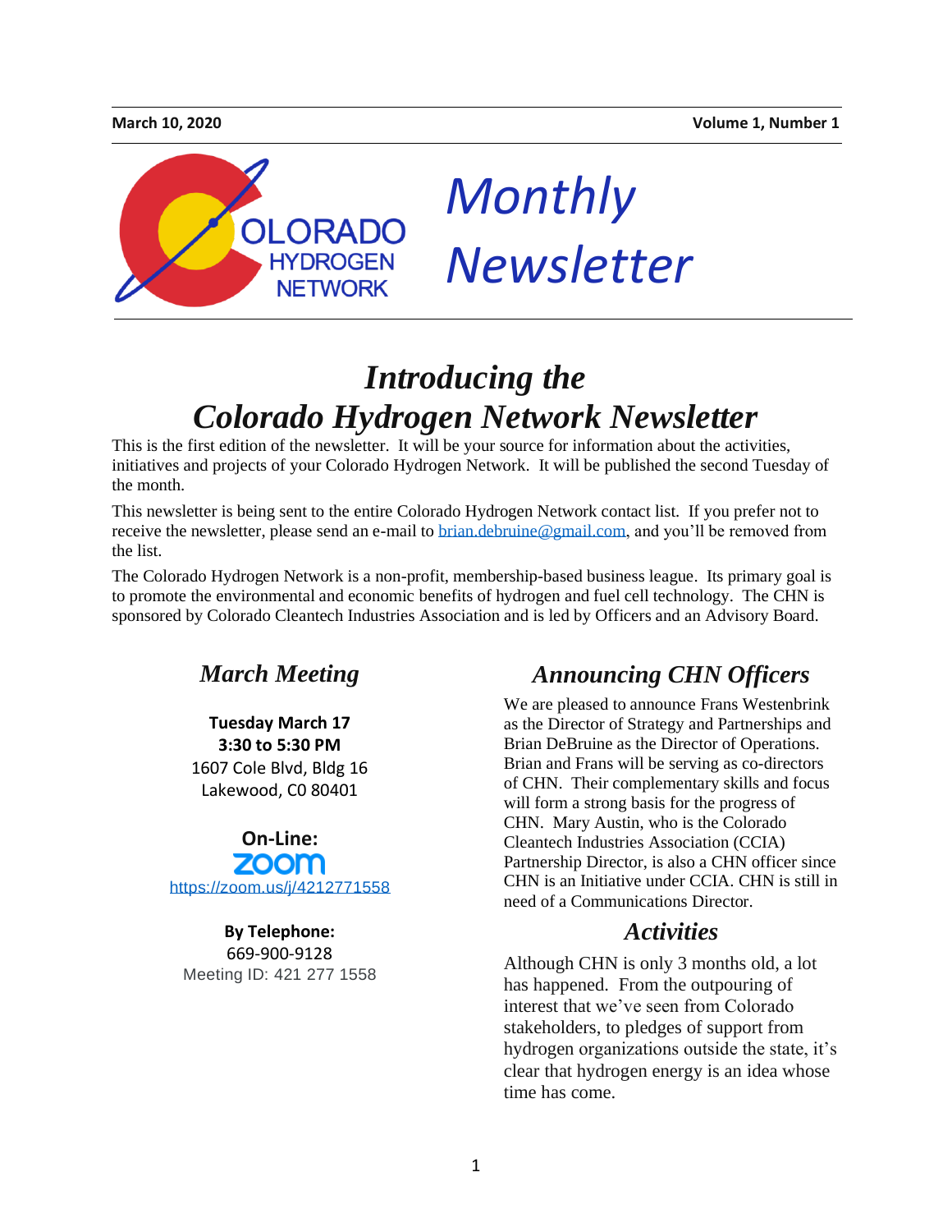**March 10, 2020** | **Volume 1, Number 1**

OLORADO HYDROGEN NETWORK

*Monthly Newsletter*

# *Introducing the Colorado Hydrogen Network Newsletter*

This is the first edition of the newsletter. It will be your source for information about the activities, initiatives and projects of your Colorado Hydrogen Network. It will be published the second Tuesday of the month.

This newsletter is being sent to the entire Colorado Hydrogen Network contact list. If you prefer not to receive the newsletter, please send an e-mail to brian.debruine@gmail.com, and you'll be removed from the list.

The Colorado Hydrogen Network is a non-profit, membership-based business league. Its primary goal is to promote the environmental and economic benefits of hydrogen and fuel cell technology. The CHN is sponsored by Colorado Cleantech Industries Association and is led by Officers and an Advisory Board.

## *March Meeting*

**Tuesday March 17**
**3:30 to 5:30 PM**
1607 Cole Blvd, Bldg 16
Lakewood, C0 80401

**On-Line:**
zoom
https://zoom.us/j/4212771558

**By Telephone:**
669-900-9128
Meeting ID: 421 277 1558

## *Announcing CHN Officers*

We are pleased to announce Frans Westenbrink as the Director of Strategy and Partnerships and Brian DeBruine as the Director of Operations. Brian and Frans will be serving as co-directors of CHN. Their complementary skills and focus will form a strong basis for the progress of CHN. Mary Austin, who is the Colorado Cleantech Industries Association (CCIA) Partnership Director, is also a CHN officer since CHN is an Initiative under CCIA. CHN is still in need of a Communications Director.

## *Activities*

Although CHN is only 3 months old, a lot has happened. From the outpouring of interest that we've seen from Colorado stakeholders, to pledges of support from hydrogen organizations outside the state, it's clear that hydrogen energy is an idea whose time has come.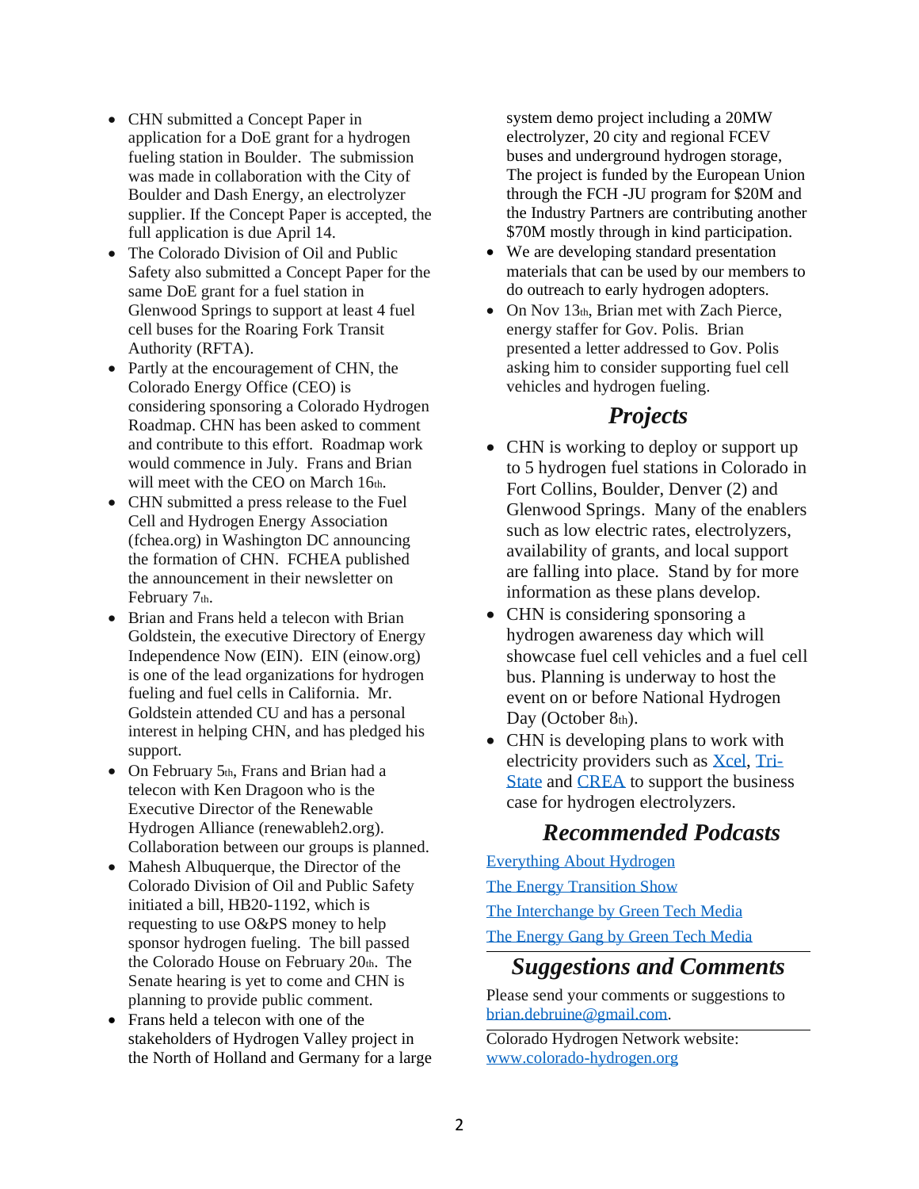- CHN submitted a Concept Paper in application for a DoE grant for a hydrogen fueling station in Boulder. The submission was made in collaboration with the City of Boulder and Dash Energy, an electrolyzer supplier. If the Concept Paper is accepted, the full application is due April 14.
- The Colorado Division of Oil and Public Safety also submitted a Concept Paper for the same DoE grant for a fuel station in Glenwood Springs to support at least 4 fuel cell buses for the Roaring Fork Transit Authority (RFTA).
- Partly at the encouragement of CHN, the Colorado Energy Office (CEO) is considering sponsoring a Colorado Hydrogen Roadmap. CHN has been asked to comment and contribute to this effort. Roadmap work would commence in July. Frans and Brian will meet with the CEO on March 16th.
- CHN submitted a press release to the Fuel Cell and Hydrogen Energy Association (fchea.org) in Washington DC announcing the formation of CHN. FCHEA published the announcement in their newsletter on February 7th.
- Brian and Frans held a telecon with Brian Goldstein, the executive Directory of Energy Independence Now (EIN). EIN (einow.org) is one of the lead organizations for hydrogen fueling and fuel cells in California. Mr. Goldstein attended CU and has a personal interest in helping CHN, and has pledged his support.
- On February 5th, Frans and Brian had a telecon with Ken Dragoon who is the Executive Director of the Renewable Hydrogen Alliance (renewableh2.org). Collaboration between our groups is planned.
- Mahesh Albuquerque, the Director of the Colorado Division of Oil and Public Safety initiated a bill, HB20-1192, which is requesting to use O&PS money to help sponsor hydrogen fueling. The bill passed the Colorado House on February 20th. The Senate hearing is yet to come and CHN is planning to provide public comment.
- Frans held a telecon with one of the stakeholders of Hydrogen Valley project in the North of Holland and Germany for a large system demo project including a 20MW electrolyzer, 20 city and regional FCEV buses and underground hydrogen storage, The project is funded by the European Union through the FCH -JU program for $20M and the Industry Partners are contributing another $70M mostly through in kind participation.
- We are developing standard presentation materials that can be used by our members to do outreach to early hydrogen adopters.
- On Nov 13th, Brian met with Zach Pierce, energy staffer for Gov. Polis. Brian presented a letter addressed to Gov. Polis asking him to consider supporting fuel cell vehicles and hydrogen fueling.

## *Projects*

- CHN is working to deploy or support up to 5 hydrogen fuel stations in Colorado in Fort Collins, Boulder, Denver (2) and Glenwood Springs. Many of the enablers such as low electric rates, electrolyzers, availability of grants, and local support are falling into place. Stand by for more information as these plans develop.
- CHN is considering sponsoring a hydrogen awareness day which will showcase fuel cell vehicles and a fuel cell bus. Planning is underway to host the event on or before National Hydrogen Day (October 8th).
- CHN is developing plans to work with electricity providers such as Xcel, Tri-State and CREA to support the business case for hydrogen electrolyzers.

## *Recommended Podcasts*

Everything About Hydrogen

The Energy Transition Show

The Interchange by Green Tech Media

The Energy Gang by Green Tech Media

## *Suggestions and Comments*

Please send your comments or suggestions to brian.debruine@gmail.com.

Colorado Hydrogen Network website: www.colorado-hydrogen.org